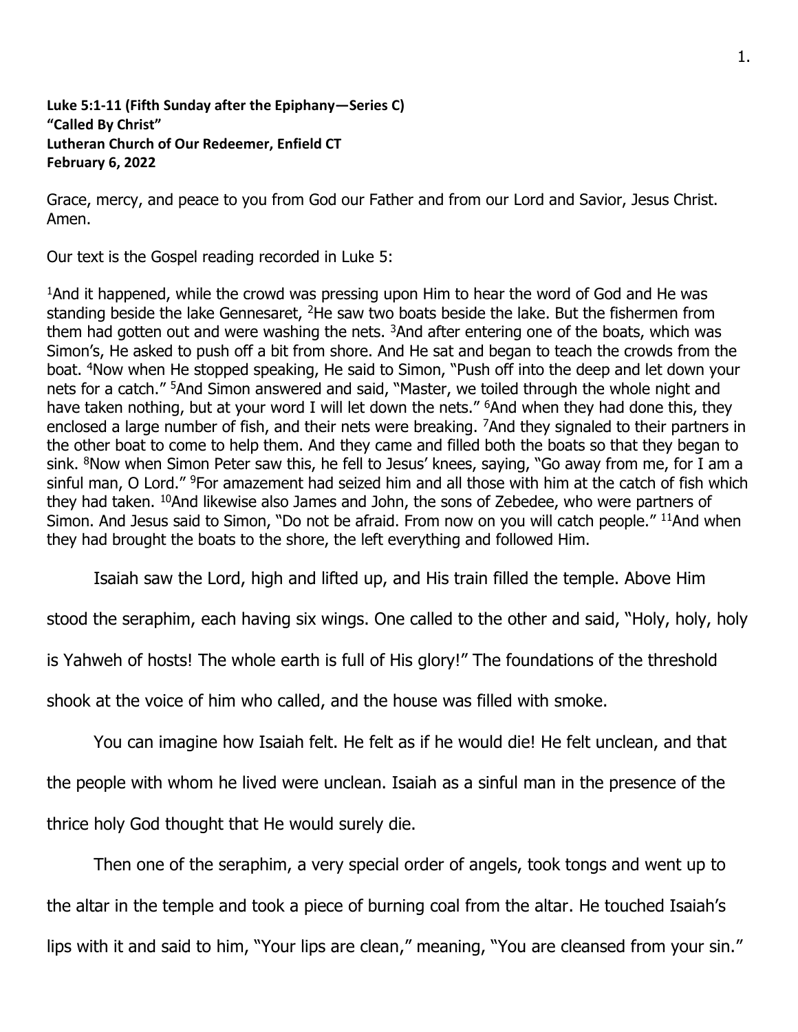**Luke 5:1-11 (Fifth Sunday after the Epiphany—Series C)**
**"Called By Christ"**
**Lutheran Church of Our Redeemer, Enfield CT**
**February 6, 2022**

Grace, mercy, and peace to you from God our Father and from our Lord and Savior, Jesus Christ. Amen.

Our text is the Gospel reading recorded in Luke 5:

[1]And it happened, while the crowd was pressing upon Him to hear the word of God and He was standing beside the lake Gennesaret, [2]He saw two boats beside the lake. But the fishermen from them had gotten out and were washing the nets. [3]And after entering one of the boats, which was Simon's, He asked to push off a bit from shore. And He sat and began to teach the crowds from the boat. [4]Now when He stopped speaking, He said to Simon, "Push off into the deep and let down your nets for a catch." [5]And Simon answered and said, "Master, we toiled through the whole night and have taken nothing, but at your word I will let down the nets." [6]And when they had done this, they enclosed a large number of fish, and their nets were breaking. [7]And they signaled to their partners in the other boat to come to help them. And they came and filled both the boats so that they began to sink. [8]Now when Simon Peter saw this, he fell to Jesus' knees, saying, "Go away from me, for I am a sinful man, O Lord." [9]For amazement had seized him and all those with him at the catch of fish which they had taken. [10]And likewise also James and John, the sons of Zebedee, who were partners of Simon. And Jesus said to Simon, "Do not be afraid. From now on you will catch people." [11]And when they had brought the boats to the shore, the left everything and followed Him.

Isaiah saw the Lord, high and lifted up, and His train filled the temple. Above Him stood the seraphim, each having six wings. One called to the other and said, "Holy, holy, holy is Yahweh of hosts! The whole earth is full of His glory!" The foundations of the threshold shook at the voice of him who called, and the house was filled with smoke.

You can imagine how Isaiah felt. He felt as if he would die! He felt unclean, and that the people with whom he lived were unclean. Isaiah as a sinful man in the presence of the thrice holy God thought that He would surely die.

Then one of the seraphim, a very special order of angels, took tongs and went up to the altar in the temple and took a piece of burning coal from the altar. He touched Isaiah's lips with it and said to him, "Your lips are clean," meaning, "You are cleansed from your sin."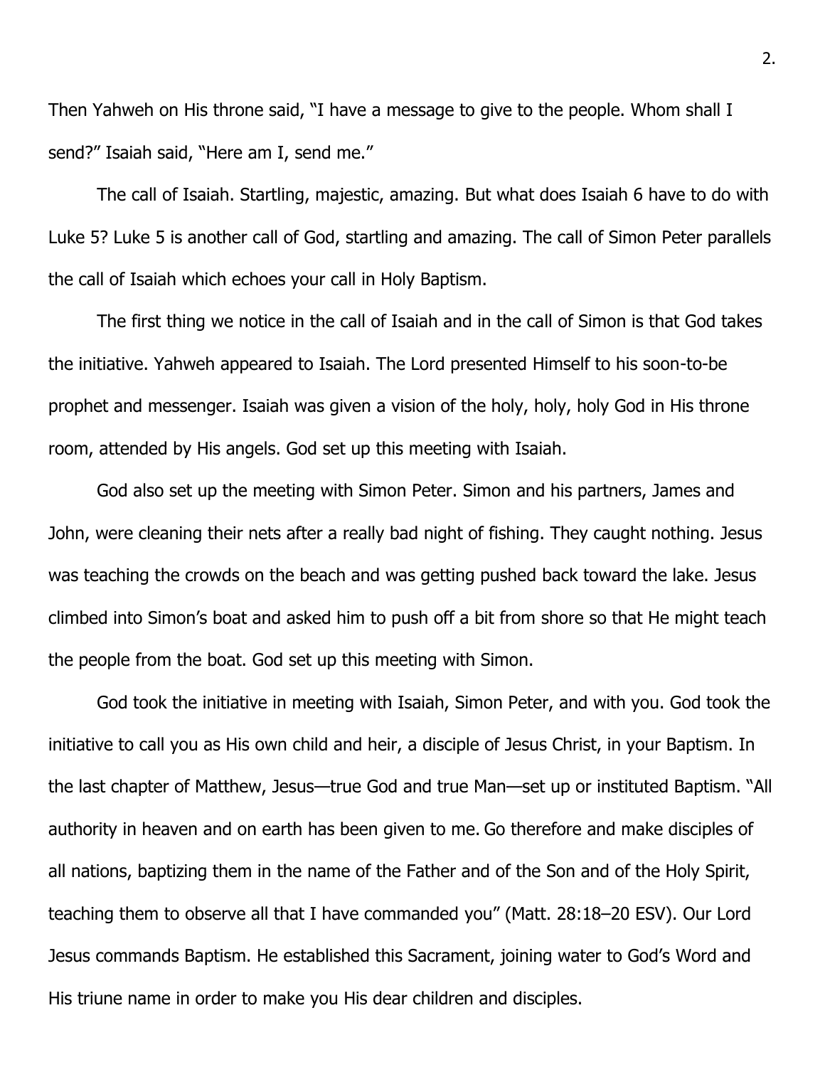Then Yahweh on His throne said, "I have a message to give to the people. Whom shall I send?" Isaiah said, "Here am I, send me."

The call of Isaiah. Startling, majestic, amazing. But what does Isaiah 6 have to do with Luke 5? Luke 5 is another call of God, startling and amazing. The call of Simon Peter parallels the call of Isaiah which echoes your call in Holy Baptism.

The first thing we notice in the call of Isaiah and in the call of Simon is that God takes the initiative. Yahweh appeared to Isaiah. The Lord presented Himself to his soon-to-be prophet and messenger. Isaiah was given a vision of the holy, holy, holy God in His throne room, attended by His angels. God set up this meeting with Isaiah.

God also set up the meeting with Simon Peter. Simon and his partners, James and John, were cleaning their nets after a really bad night of fishing. They caught nothing. Jesus was teaching the crowds on the beach and was getting pushed back toward the lake. Jesus climbed into Simon's boat and asked him to push off a bit from shore so that He might teach the people from the boat. God set up this meeting with Simon.

God took the initiative in meeting with Isaiah, Simon Peter, and with you. God took the initiative to call you as His own child and heir, a disciple of Jesus Christ, in your Baptism. In the last chapter of Matthew, Jesus—true God and true Man—set up or instituted Baptism. "All authority in heaven and on earth has been given to me. Go therefore and make disciples of all nations, baptizing them in the name of the Father and of the Son and of the Holy Spirit, teaching them to observe all that I have commanded you" (Matt. 28:18–20 ESV). Our Lord Jesus commands Baptism. He established this Sacrament, joining water to God's Word and His triune name in order to make you His dear children and disciples.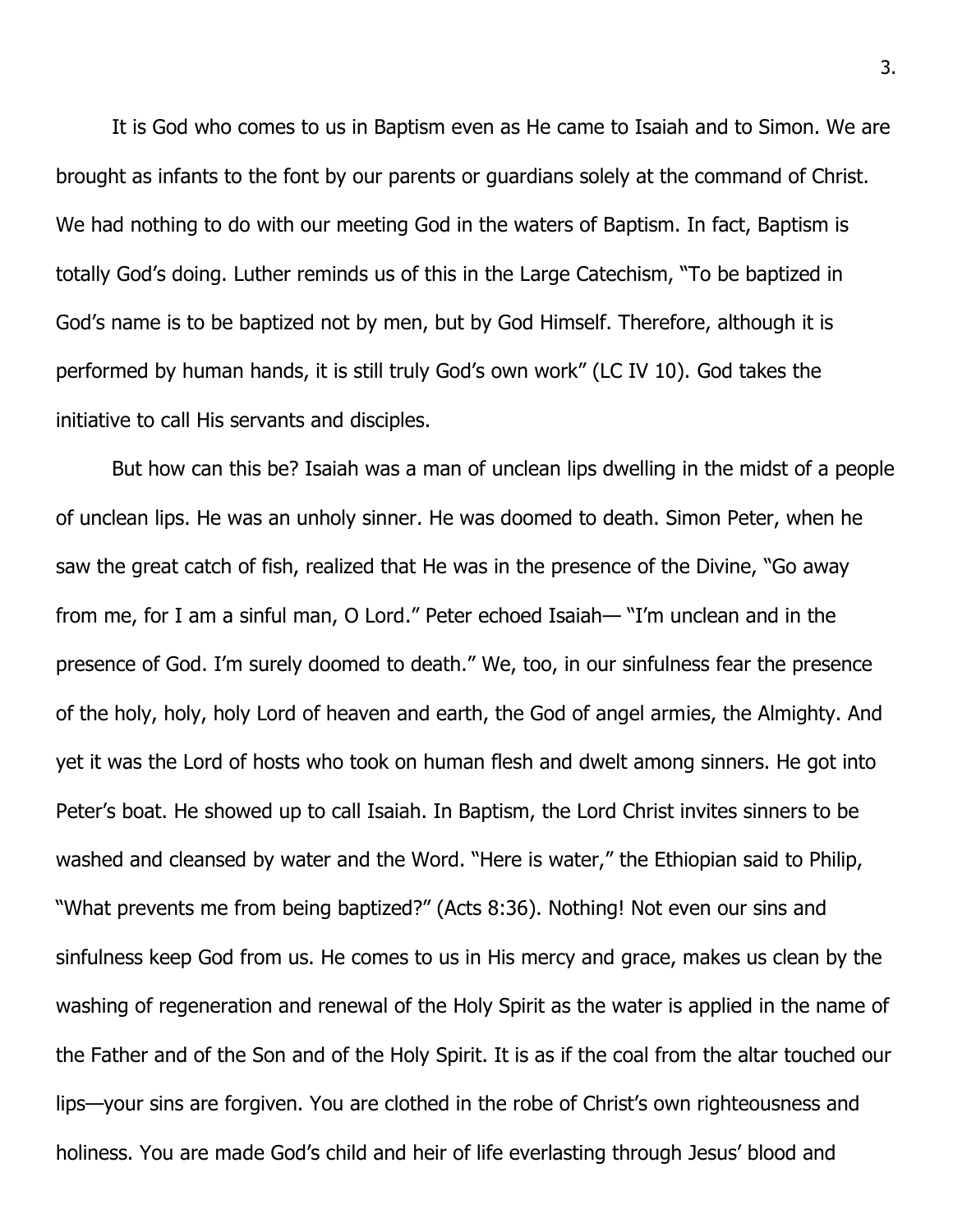It is God who comes to us in Baptism even as He came to Isaiah and to Simon. We are brought as infants to the font by our parents or guardians solely at the command of Christ. We had nothing to do with our meeting God in the waters of Baptism. In fact, Baptism is totally God's doing. Luther reminds us of this in the Large Catechism, "To be baptized in God's name is to be baptized not by men, but by God Himself. Therefore, although it is performed by human hands, it is still truly God's own work" (LC IV 10). God takes the initiative to call His servants and disciples.

But how can this be? Isaiah was a man of unclean lips dwelling in the midst of a people of unclean lips. He was an unholy sinner. He was doomed to death. Simon Peter, when he saw the great catch of fish, realized that He was in the presence of the Divine, "Go away from me, for I am a sinful man, O Lord." Peter echoed Isaiah— "I'm unclean and in the presence of God. I'm surely doomed to death." We, too, in our sinfulness fear the presence of the holy, holy, holy Lord of heaven and earth, the God of angel armies, the Almighty. And yet it was the Lord of hosts who took on human flesh and dwelt among sinners. He got into Peter's boat. He showed up to call Isaiah. In Baptism, the Lord Christ invites sinners to be washed and cleansed by water and the Word. "Here is water," the Ethiopian said to Philip, "What prevents me from being baptized?" (Acts 8:36). Nothing! Not even our sins and sinfulness keep God from us. He comes to us in His mercy and grace, makes us clean by the washing of regeneration and renewal of the Holy Spirit as the water is applied in the name of the Father and of the Son and of the Holy Spirit. It is as if the coal from the altar touched our lips—your sins are forgiven. You are clothed in the robe of Christ's own righteousness and holiness. You are made God's child and heir of life everlasting through Jesus' blood and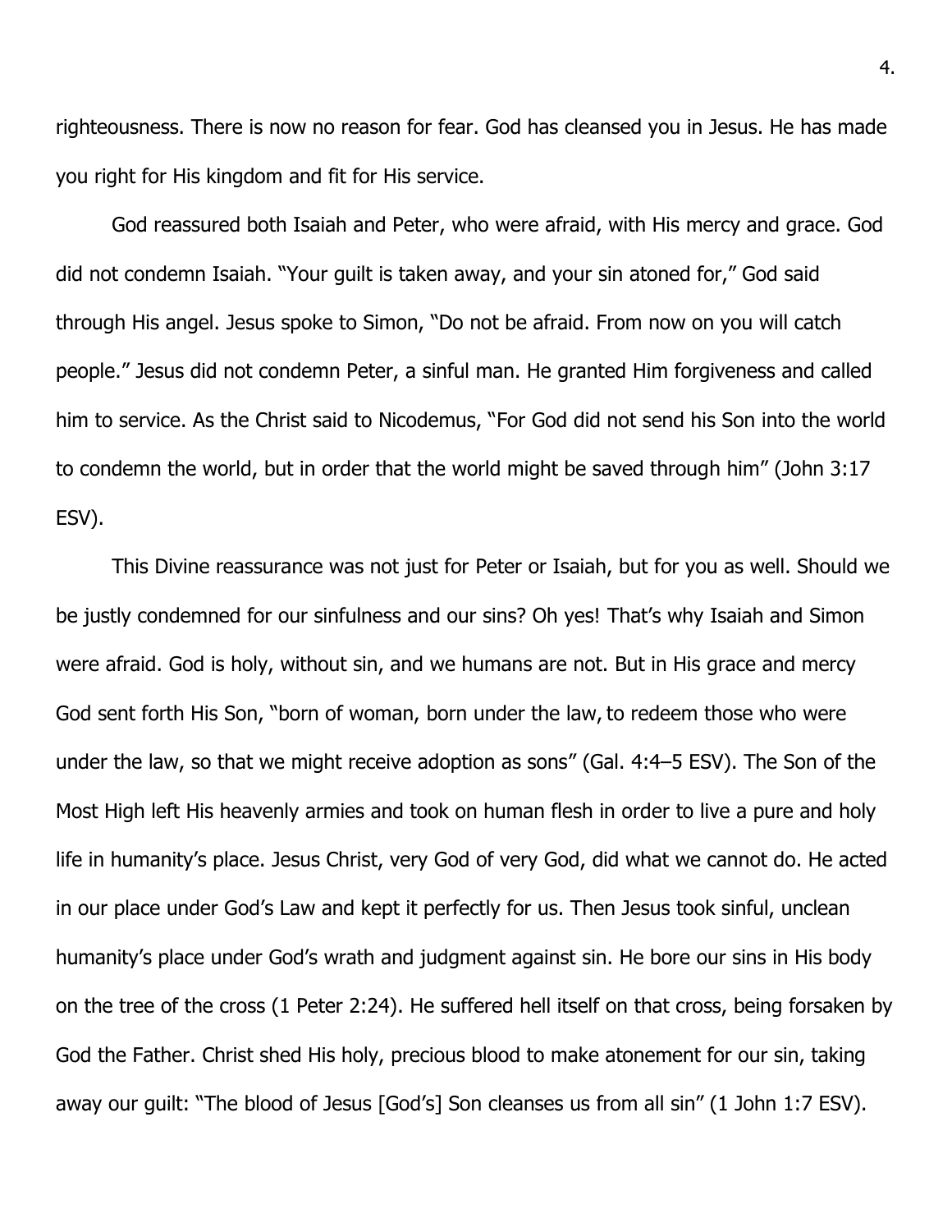righteousness. There is now no reason for fear. God has cleansed you in Jesus. He has made you right for His kingdom and fit for His service.

God reassured both Isaiah and Peter, who were afraid, with His mercy and grace. God did not condemn Isaiah. "Your guilt is taken away, and your sin atoned for," God said through His angel. Jesus spoke to Simon, "Do not be afraid. From now on you will catch people." Jesus did not condemn Peter, a sinful man. He granted Him forgiveness and called him to service. As the Christ said to Nicodemus, "For God did not send his Son into the world to condemn the world, but in order that the world might be saved through him" (John 3:17 ESV).

This Divine reassurance was not just for Peter or Isaiah, but for you as well. Should we be justly condemned for our sinfulness and our sins? Oh yes! That's why Isaiah and Simon were afraid. God is holy, without sin, and we humans are not. But in His grace and mercy God sent forth His Son, "born of woman, born under the law, to redeem those who were under the law, so that we might receive adoption as sons" (Gal. 4:4–5 ESV). The Son of the Most High left His heavenly armies and took on human flesh in order to live a pure and holy life in humanity's place. Jesus Christ, very God of very God, did what we cannot do. He acted in our place under God's Law and kept it perfectly for us. Then Jesus took sinful, unclean humanity's place under God's wrath and judgment against sin. He bore our sins in His body on the tree of the cross (1 Peter 2:24). He suffered hell itself on that cross, being forsaken by God the Father. Christ shed His holy, precious blood to make atonement for our sin, taking away our guilt: "The blood of Jesus [God's] Son cleanses us from all sin" (1 John 1:7 ESV).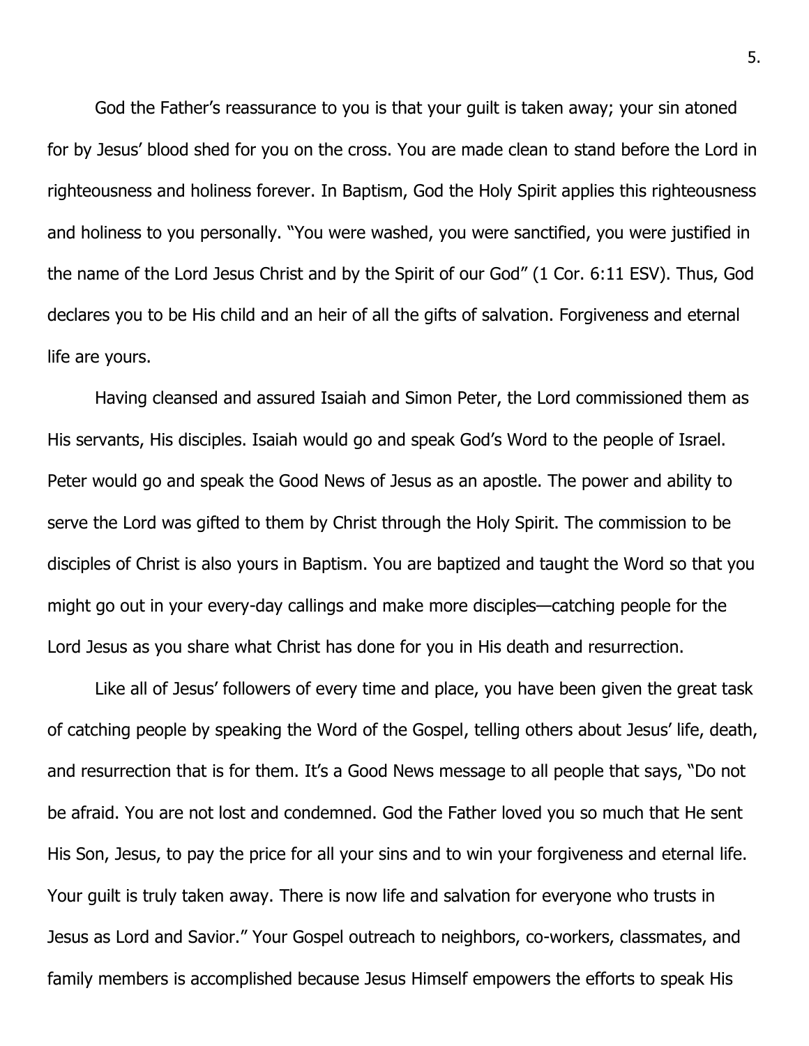God the Father's reassurance to you is that your guilt is taken away; your sin atoned for by Jesus' blood shed for you on the cross. You are made clean to stand before the Lord in righteousness and holiness forever. In Baptism, God the Holy Spirit applies this righteousness and holiness to you personally. "You were washed, you were sanctified, you were justified in the name of the Lord Jesus Christ and by the Spirit of our God" (1 Cor. 6:11 ESV). Thus, God declares you to be His child and an heir of all the gifts of salvation. Forgiveness and eternal life are yours.

Having cleansed and assured Isaiah and Simon Peter, the Lord commissioned them as His servants, His disciples. Isaiah would go and speak God's Word to the people of Israel. Peter would go and speak the Good News of Jesus as an apostle. The power and ability to serve the Lord was gifted to them by Christ through the Holy Spirit. The commission to be disciples of Christ is also yours in Baptism. You are baptized and taught the Word so that you might go out in your every-day callings and make more disciples—catching people for the Lord Jesus as you share what Christ has done for you in His death and resurrection.

Like all of Jesus' followers of every time and place, you have been given the great task of catching people by speaking the Word of the Gospel, telling others about Jesus' life, death, and resurrection that is for them. It's a Good News message to all people that says, "Do not be afraid. You are not lost and condemned. God the Father loved you so much that He sent His Son, Jesus, to pay the price for all your sins and to win your forgiveness and eternal life. Your guilt is truly taken away. There is now life and salvation for everyone who trusts in Jesus as Lord and Savior." Your Gospel outreach to neighbors, co-workers, classmates, and family members is accomplished because Jesus Himself empowers the efforts to speak His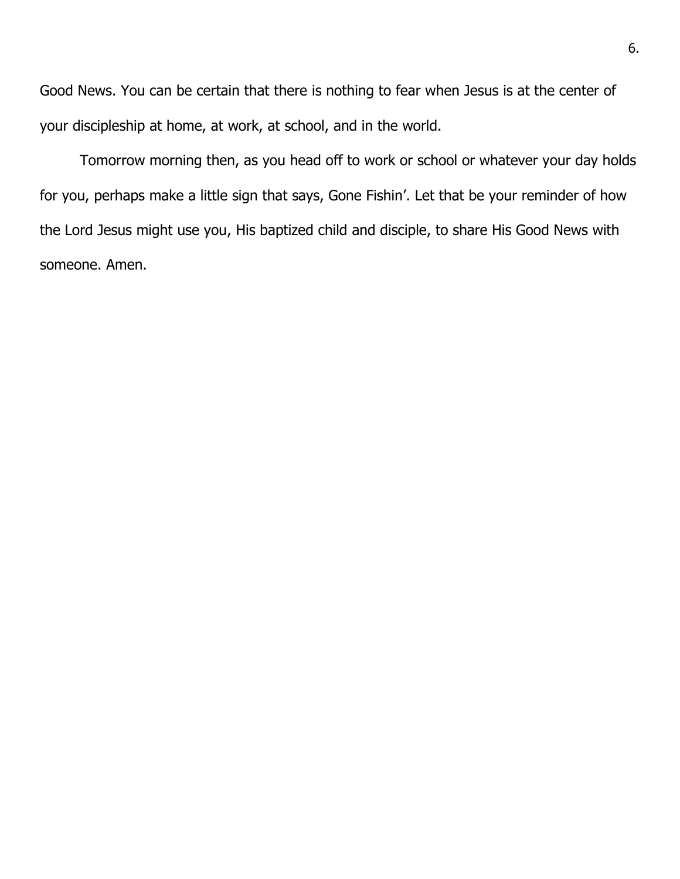Good News. You can be certain that there is nothing to fear when Jesus is at the center of your discipleship at home, at work, at school, and in the world.

Tomorrow morning then, as you head off to work or school or whatever your day holds for you, perhaps make a little sign that says, Gone Fishin'. Let that be your reminder of how the Lord Jesus might use you, His baptized child and disciple, to share His Good News with someone. Amen.